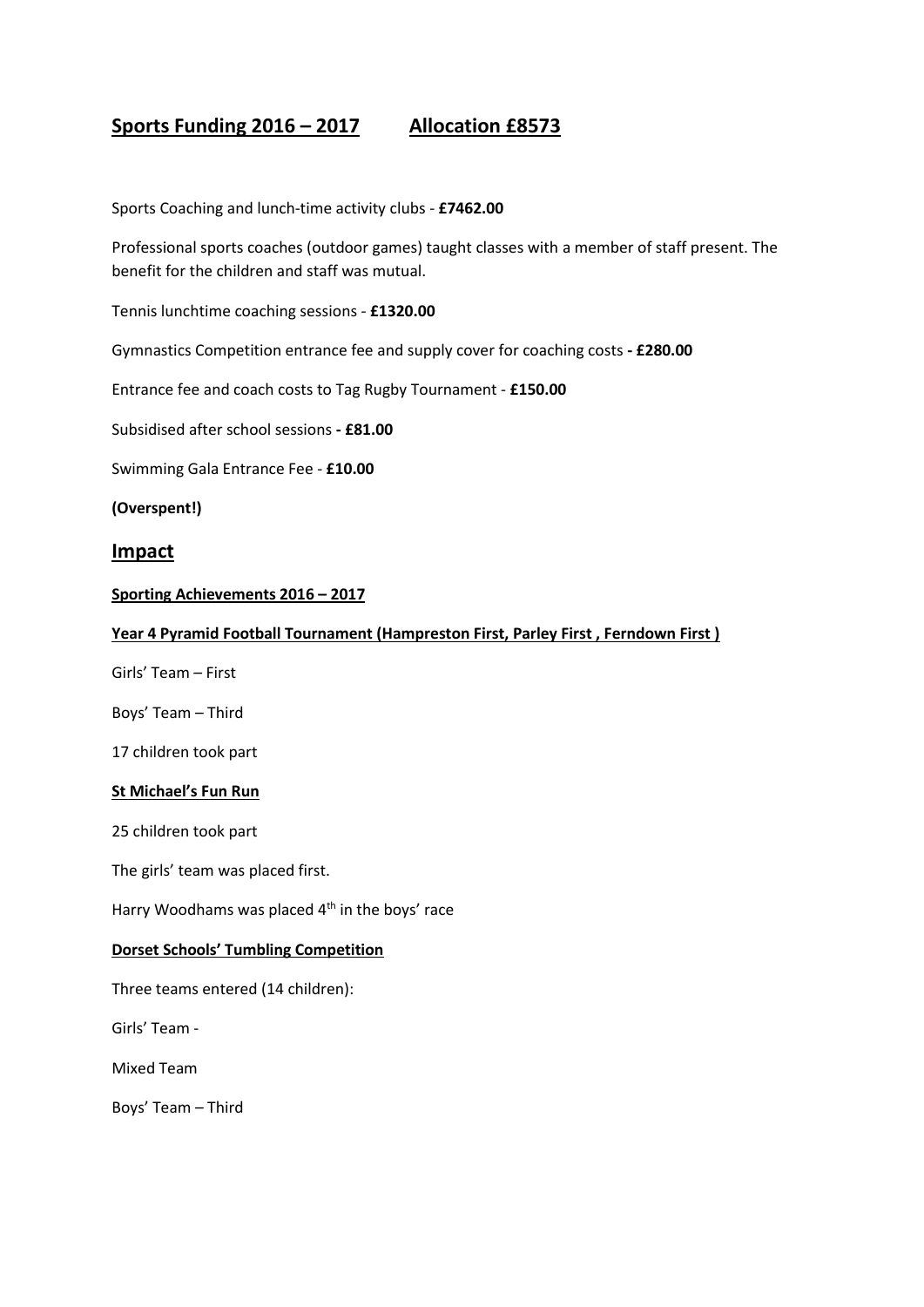# Sports Funding 2016 – 2017 Allocation £8573

Sports Coaching and lunch-time activity clubs - **£7462.00**

Professional sports coaches (outdoor games) taught classes with a member of staff present. The benefit for the children and staff was mutual.

Tennis lunchtime coaching sessions - **£1320.00**

Gymnastics Competition entrance fee and supply cover for coaching costs **- £280.00**

Entrance fee and coach costs to Tag Rugby Tournament - **£150.00**

Subsidised after school sessions **- £81.00**

Swimming Gala Entrance Fee - **£10.00**

**(Overspent!)**

## Impact

**Sporting Achievements 2016 – 2017**

**Year 4 Pyramid Football Tournament (Hampreston First, Parley First , Ferndown First )**

Girls' Team – First

Boys' Team – Third

17 children took part

**St Michael's Fun Run**

25 children took part

The girls' team was placed first.

Harry Woodhams was placed 4th in the boys' race

**Dorset Schools' Tumbling Competition**

Three teams entered (14 children):

Girls' Team -

Mixed Team

Boys' Team – Third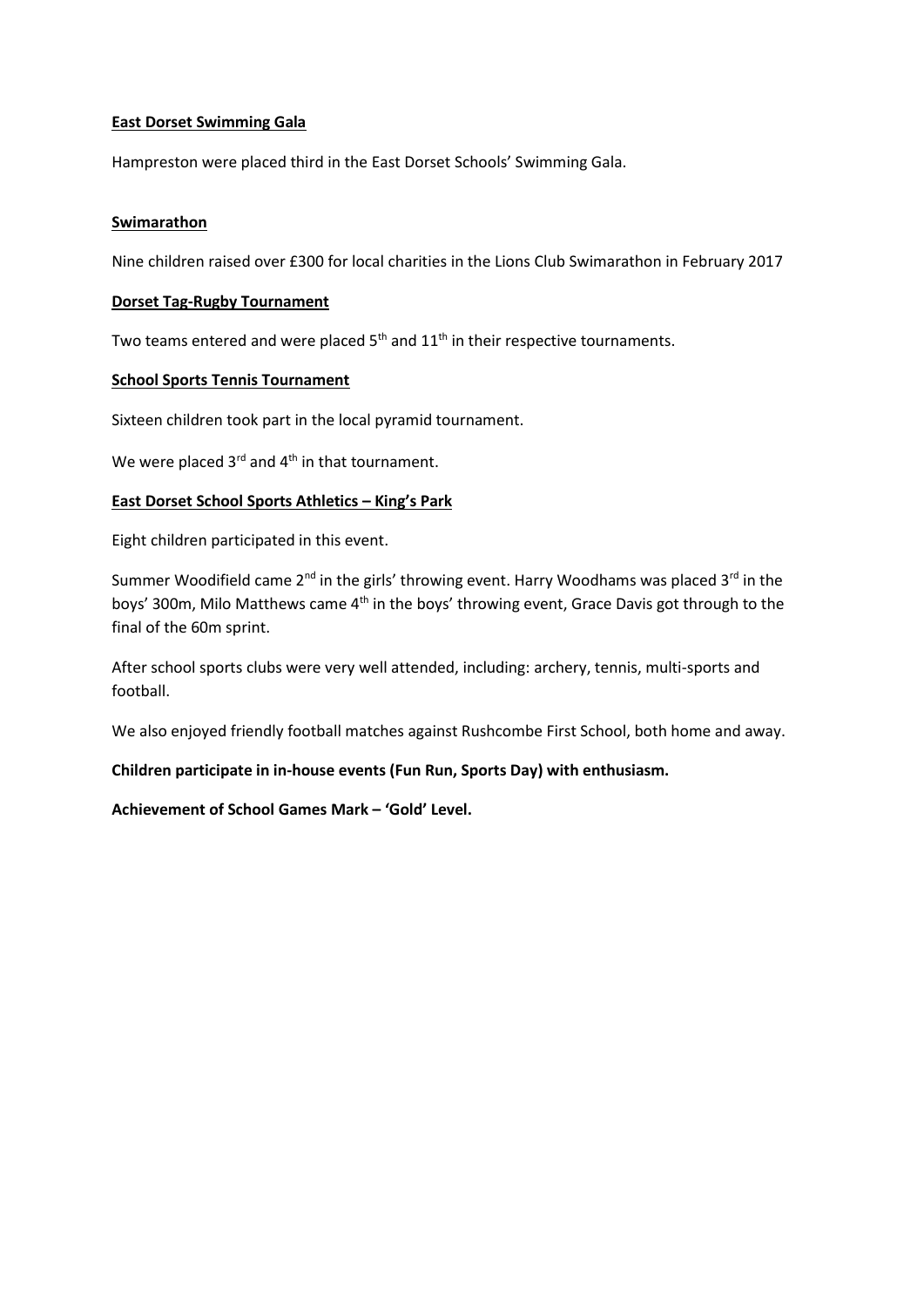**<u>East Dorset Swimming Gala</u>**

Hampreston were placed third in the East Dorset Schools' Swimming Gala.

**<u>Swimarathon</u>**

Nine children raised over £300 for local charities in the Lions Club Swimarathon in February 2017

**<u>Dorset Tag-Rugby Tournament</u>**

Two teams entered and were placed 5th and 11th in their respective tournaments.

**<u>School Sports Tennis Tournament</u>**

Sixteen children took part in the local pyramid tournament.

We were placed 3rd and 4th in that tournament.

**<u>East Dorset School Sports Athletics – King's Park</u>**

Eight children participated in this event.

Summer Woodifield came 2nd in the girls' throwing event. Harry Woodhams was placed 3rd in the boys' 300m, Milo Matthews came 4th in the boys' throwing event, Grace Davis got through to the final of the 60m sprint.

After school sports clubs were very well attended, including: archery, tennis, multi-sports and football.

We also enjoyed friendly football matches against Rushcombe First School, both home and away.

**Children participate in in-house events (Fun Run, Sports Day) with enthusiasm.**

**Achievement of School Games Mark – 'Gold' Level.**